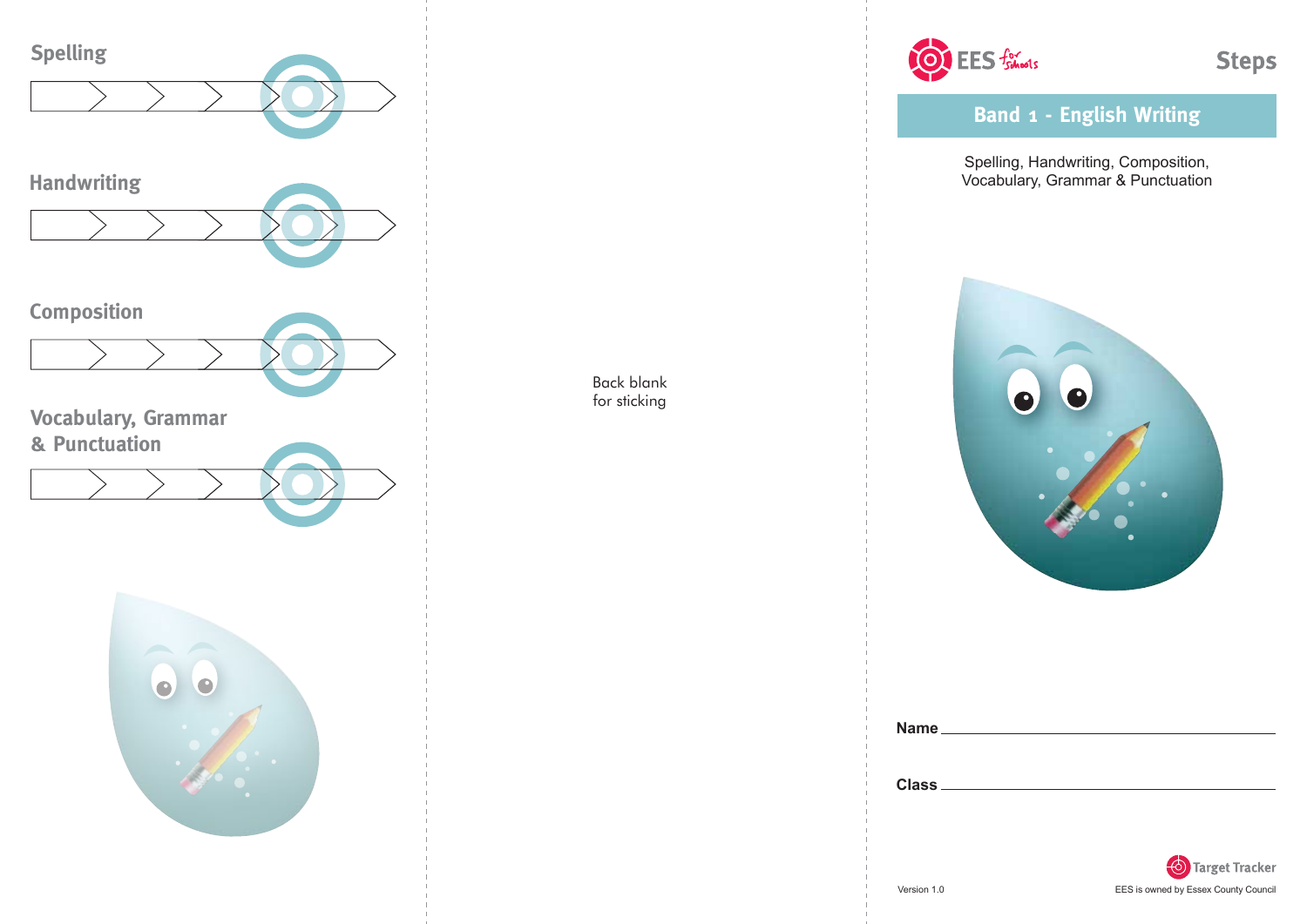## Spelling

## Handwriting

## Composition

## Vocabulary, Grammar & Punctuation

Back blank
for sticking

EES for schools

Steps

## Band 1 - English Writing

Spelling, Handwriting, Composition,
Vocabulary, Grammar & Punctuation

**Name** ______________________________

**Class** ______________________________

Target Tracker

Version 1.0

EES is owned by Essex County Council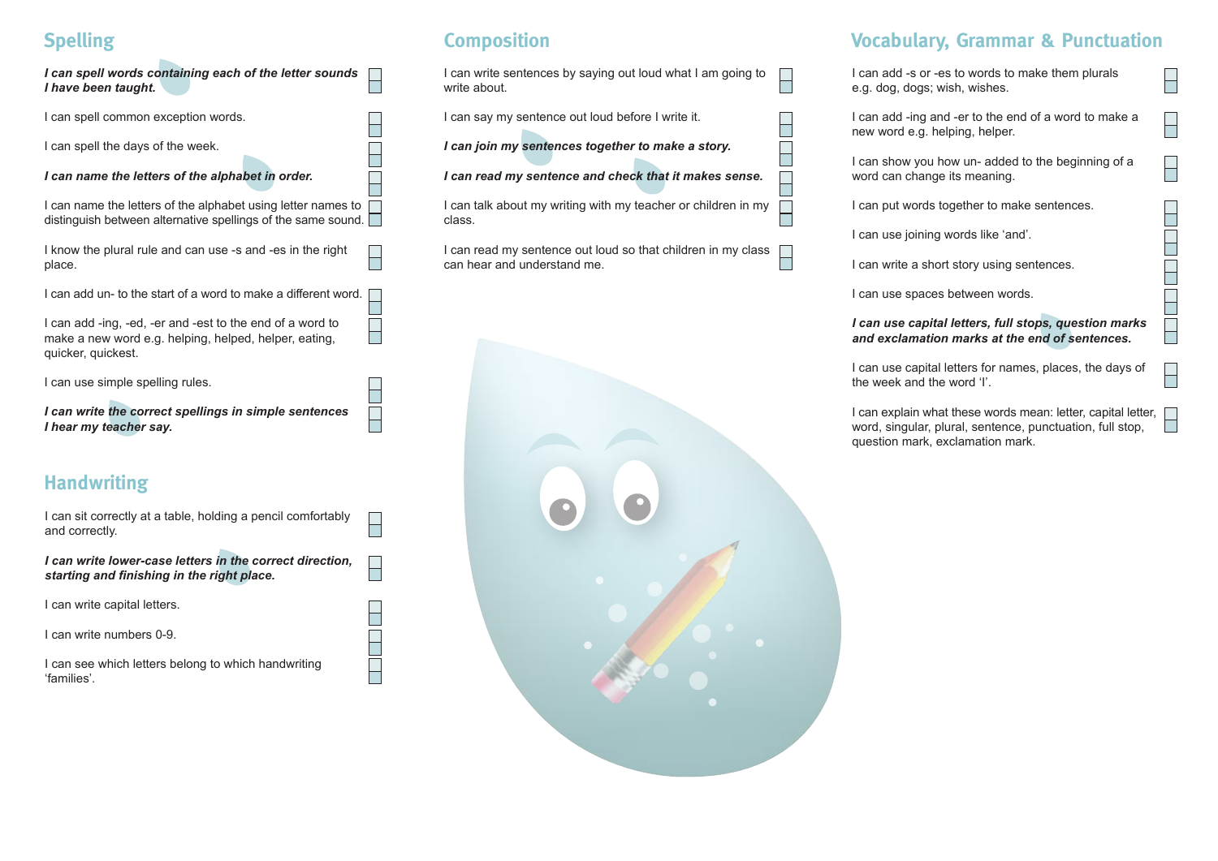## Spelling

- ***I can spell words containing each of the letter sounds I have been taught.***
- I can spell common exception words.
- I can spell the days of the week.
- ***I can name the letters of the alphabet in order.***
- I can name the letters of the alphabet using letter names to distinguish between alternative spellings of the same sound.
- I know the plural rule and can use -s and -es in the right place.
- I can add un- to the start of a word to make a different word.
- I can add -ing, -ed, -er and -est to the end of a word to make a new word e.g. helping, helped, helper, eating, quicker, quickest.
- I can use simple spelling rules.
- ***I can write the correct spellings in simple sentences I hear my teacher say.***

## Handwriting

- I can sit correctly at a table, holding a pencil comfortably and correctly.
- ***I can write lower-case letters in the correct direction, starting and finishing in the right place.***
- I can write capital letters.
- I can write numbers 0-9.
- I can see which letters belong to which handwriting 'families'.

## Composition

- I can write sentences by saying out loud what I am going to write about.
- I can say my sentence out loud before I write it.
- ***I can join my sentences together to make a story.***
- ***I can read my sentence and check that it makes sense.***
- I can talk about my writing with my teacher or children in my class.
- I can read my sentence out loud so that children in my class can hear and understand me.

## Vocabulary, Grammar & Punctuation

- I can add -s or -es to words to make them plurals e.g. dog, dogs; wish, wishes.
- I can add -ing and -er to the end of a word to make a new word e.g. helping, helper.
- I can show you how un- added to the beginning of a word can change its meaning.
- I can put words together to make sentences.
- I can use joining words like 'and'.
- I can write a short story using sentences.
- I can use spaces between words.
- ***I can use capital letters, full stops, question marks and exclamation marks at the end of sentences.***
- I can use capital letters for names, places, the days of the week and the word 'I'.
- I can explain what these words mean: letter, capital letter, word, singular, plural, sentence, punctuation, full stop, question mark, exclamation mark.